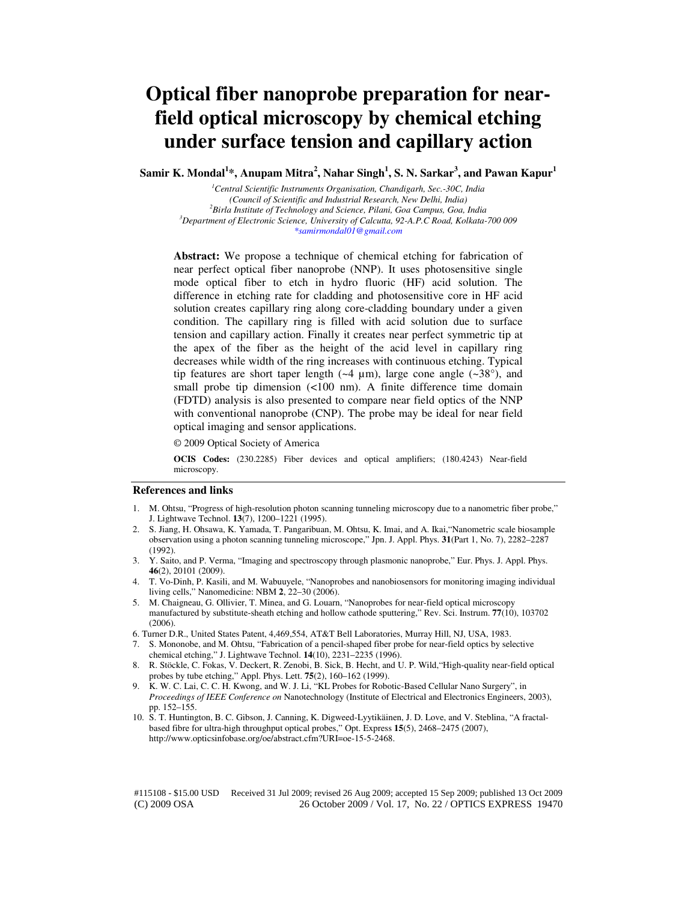# Optical fiber nanoprobe preparation for near-field optical microscopy by chemical etching under surface tension and capillary action

**Samir K. Mondal[1]*, Anupam Mitra[2], Nahar Singh[1], S. N. Sarkar[3], and Pawan Kapur[1]**

[1]*Central Scientific Instruments Organisation, Chandigarh, Sec.-30C, India*
*(Council of Scientific and Industrial Research, New Delhi, India)*
[2]*Birla Institute of Technology and Science, Pilani, Goa Campus, Goa, India*
[3]*Department of Electronic Science, University of Calcutta, 92-A.P.C Road, Kolkata-700 009*
*samirmondal01@gmail.com

**Abstract:** We propose a technique of chemical etching for fabrication of near perfect optical fiber nanoprobe (NNP). It uses photosensitive single mode optical fiber to etch in hydro fluoric (HF) acid solution. The difference in etching rate for cladding and photosensitive core in HF acid solution creates capillary ring along core-cladding boundary under a given condition. The capillary ring is filled with acid solution due to surface tension and capillary action. Finally it creates near perfect symmetric tip at the apex of the fiber as the height of the acid level in capillary ring decreases while width of the ring increases with continuous etching. Typical tip features are short taper length (~4 µm), large cone angle (~38°), and small probe tip dimension (<100 nm). A finite difference time domain (FDTD) analysis is also presented to compare near field optics of the NNP with conventional nanoprobe (CNP). The probe may be ideal for near field optical imaging and sensor applications.

© 2009 Optical Society of America

**OCIS Codes:** (230.2285) Fiber devices and optical amplifiers; (180.4243) Near-field microscopy.

## References and links

1. M. Ohtsu, "Progress of high-resolution photon scanning tunneling microscopy due to a nanometric fiber probe," J. Lightwave Technol. **13**(7), 1200–1221 (1995).
2. S. Jiang, H. Ohsawa, K. Yamada, T. Pangaribuan, M. Ohtsu, K. Imai, and A. Ikai,"Nanometric scale biosample observation using a photon scanning tunneling microscope," Jpn. J. Appl. Phys. **31**(Part 1, No. 7), 2282–2287 (1992).
3. Y. Saito, and P. Verma, "Imaging and spectroscopy through plasmonic nanoprobe," Eur. Phys. J. Appl. Phys. **46**(2), 20101 (2009).
4. T. Vo-Dinh, P. Kasili, and M. Wabuuyele, "Nanoprobes and nanobiosensors for monitoring imaging individual living cells," Nanomedicine: NBM **2**, 22–30 (2006).
5. M. Chaigneau, G. Ollivier, T. Minea, and G. Louarn, "Nanoprobes for near-field optical microscopy manufactured by substitute-sheath etching and hollow cathode sputtering," Rev. Sci. Instrum. **77**(10), 103702 (2006).
6. Turner D.R., United States Patent, 4,469,554, AT&T Bell Laboratories, Murray Hill, NJ, USA, 1983.
7. S. Mononobe, and M. Ohtsu, "Fabrication of a pencil-shaped fiber probe for near-field optics by selective chemical etching," J. Lightwave Technol. **14**(10), 2231–2235 (1996).
8. R. Stöckle, C. Fokas, V. Deckert, R. Zenobi, B. Sick, B. Hecht, and U. P. Wild,"High-quality near-field optical probes by tube etching," Appl. Phys. Lett. **75**(2), 160–162 (1999).
9. K. W. C. Lai, C. C. H. Kwong, and W. J. Li, "KL Probes for Robotic-Based Cellular Nano Surgery", in *Proceedings of IEEE Conference on* Nanotechnology (Institute of Electrical and Electronics Engineers, 2003), pp. 152–155.
10. S. T. Huntington, B. C. Gibson, J. Canning, K. Digweed-Lyytikäinen, J. D. Love, and V. Steblina, "A fractal-based fibre for ultra-high throughput optical probes," Opt. Express **15**(5), 2468–2475 (2007), http://www.opticsinfobase.org/oe/abstract.cfm?URI=oe-15-5-2468.

#115108 - $15.00 USD Received 31 Jul 2009; revised 26 Aug 2009; accepted 15 Sep 2009; published 13 Oct 2009
(C) 2009 OSA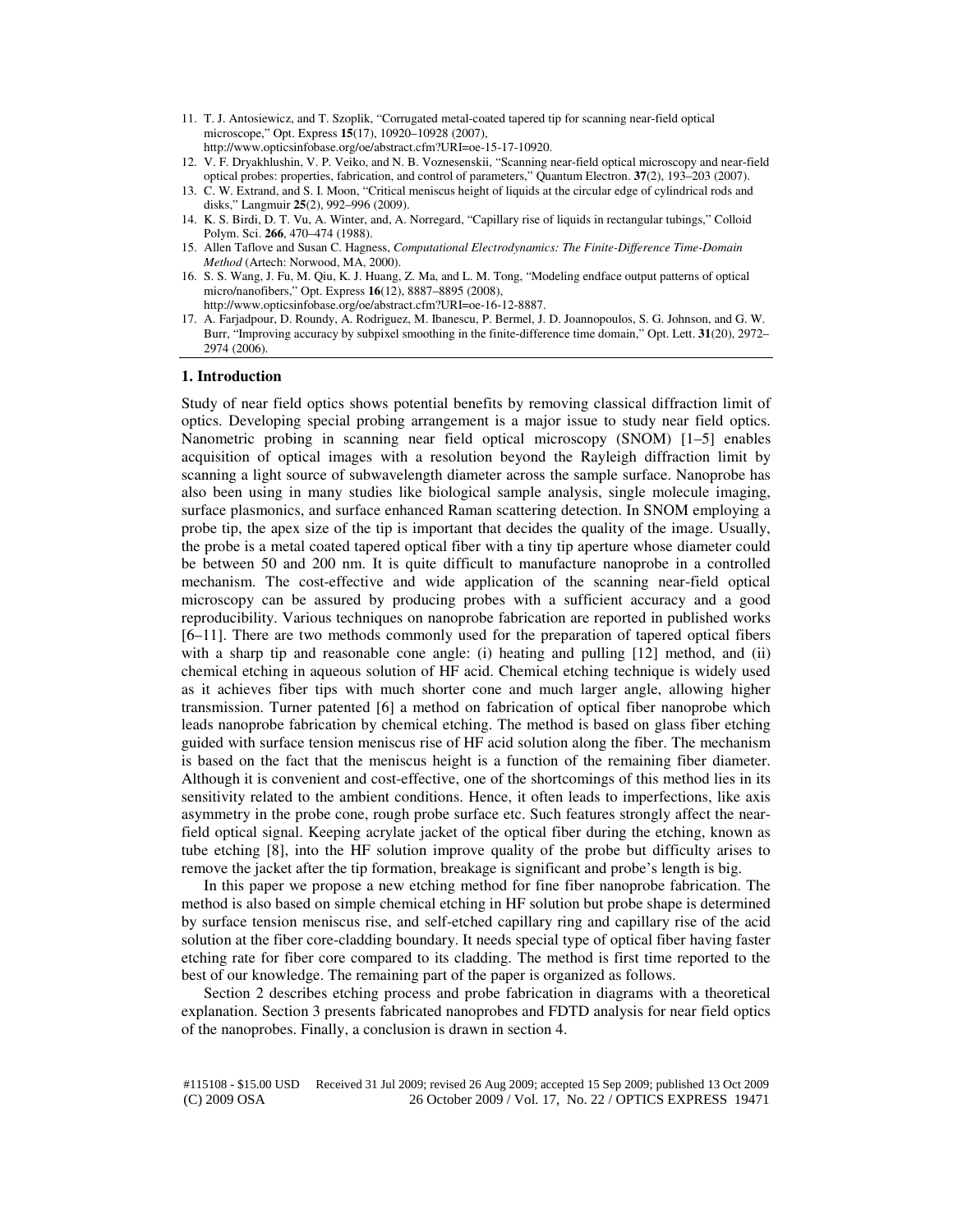11. T. J. Antosiewicz, and T. Szoplik, "Corrugated metal-coated tapered tip for scanning near-field optical microscope," Opt. Express **15**(17), 10920–10928 (2007), http://www.opticsinfobase.org/oe/abstract.cfm?URI=oe-15-17-10920.
12. V. F. Dryakhlushin, V. P. Veiko, and N. B. Voznesenskii, "Scanning near-field optical microscopy and near-field optical probes: properties, fabrication, and control of parameters," Quantum Electron. **37**(2), 193–203 (2007).
13. C. W. Extrand, and S. I. Moon, "Critical meniscus height of liquids at the circular edge of cylindrical rods and disks," Langmuir **25**(2), 992–996 (2009).
14. K. S. Birdi, D. T. Vu, A. Winter, and, A. Norregard, "Capillary rise of liquids in rectangular tubings," Colloid Polym. Sci. **266**, 470–474 (1988).
15. Allen Taflove and Susan C. Hagness, *Computational Electrodynamics: The Finite-Difference Time-Domain Method* (Artech: Norwood, MA, 2000).
16. S. S. Wang, J. Fu, M. Qiu, K. J. Huang, Z. Ma, and L. M. Tong, "Modeling endface output patterns of optical micro/nanofibers," Opt. Express **16**(12), 8887–8895 (2008), http://www.opticsinfobase.org/oe/abstract.cfm?URI=oe-16-12-8887.
17. A. Farjadpour, D. Roundy, A. Rodriguez, M. Ibanescu, P. Bermel, J. D. Joannopoulos, S. G. Johnson, and G. W. Burr, "Improving accuracy by subpixel smoothing in the finite-difference time domain," Opt. Lett. **31**(20), 2972–2974 (2006).

## 1. Introduction

Study of near field optics shows potential benefits by removing classical diffraction limit of optics. Developing special probing arrangement is a major issue to study near field optics. Nanometric probing in scanning near field optical microscopy (SNOM) [1–5] enables acquisition of optical images with a resolution beyond the Rayleigh diffraction limit by scanning a light source of subwavelength diameter across the sample surface. Nanoprobe has also been using in many studies like biological sample analysis, single molecule imaging, surface plasmonics, and surface enhanced Raman scattering detection. In SNOM employing a probe tip, the apex size of the tip is important that decides the quality of the image. Usually, the probe is a metal coated tapered optical fiber with a tiny tip aperture whose diameter could be between 50 and 200 nm. It is quite difficult to manufacture nanoprobe in a controlled mechanism. The cost-effective and wide application of the scanning near-field optical microscopy can be assured by producing probes with a sufficient accuracy and a good reproducibility. Various techniques on nanoprobe fabrication are reported in published works [6–11]. There are two methods commonly used for the preparation of tapered optical fibers with a sharp tip and reasonable cone angle: (i) heating and pulling [12] method, and (ii) chemical etching in aqueous solution of HF acid. Chemical etching technique is widely used as it achieves fiber tips with much shorter cone and much larger angle, allowing higher transmission. Turner patented [6] a method on fabrication of optical fiber nanoprobe which leads nanoprobe fabrication by chemical etching. The method is based on glass fiber etching guided with surface tension meniscus rise of HF acid solution along the fiber. The mechanism is based on the fact that the meniscus height is a function of the remaining fiber diameter. Although it is convenient and cost-effective, one of the shortcomings of this method lies in its sensitivity related to the ambient conditions. Hence, it often leads to imperfections, like axis asymmetry in the probe cone, rough probe surface etc. Such features strongly affect the near-field optical signal. Keeping acrylate jacket of the optical fiber during the etching, known as tube etching [8], into the HF solution improve quality of the probe but difficulty arises to remove the jacket after the tip formation, breakage is significant and probe's length is big.

In this paper we propose a new etching method for fine fiber nanoprobe fabrication. The method is also based on simple chemical etching in HF solution but probe shape is determined by surface tension meniscus rise, and self-etched capillary ring and capillary rise of the acid solution at the fiber core-cladding boundary. It needs special type of optical fiber having faster etching rate for fiber core compared to its cladding. The method is first time reported to the best of our knowledge. The remaining part of the paper is organized as follows.

Section 2 describes etching process and probe fabrication in diagrams with a theoretical explanation. Section 3 presents fabricated nanoprobes and FDTD analysis for near field optics of the nanoprobes. Finally, a conclusion is drawn in section 4.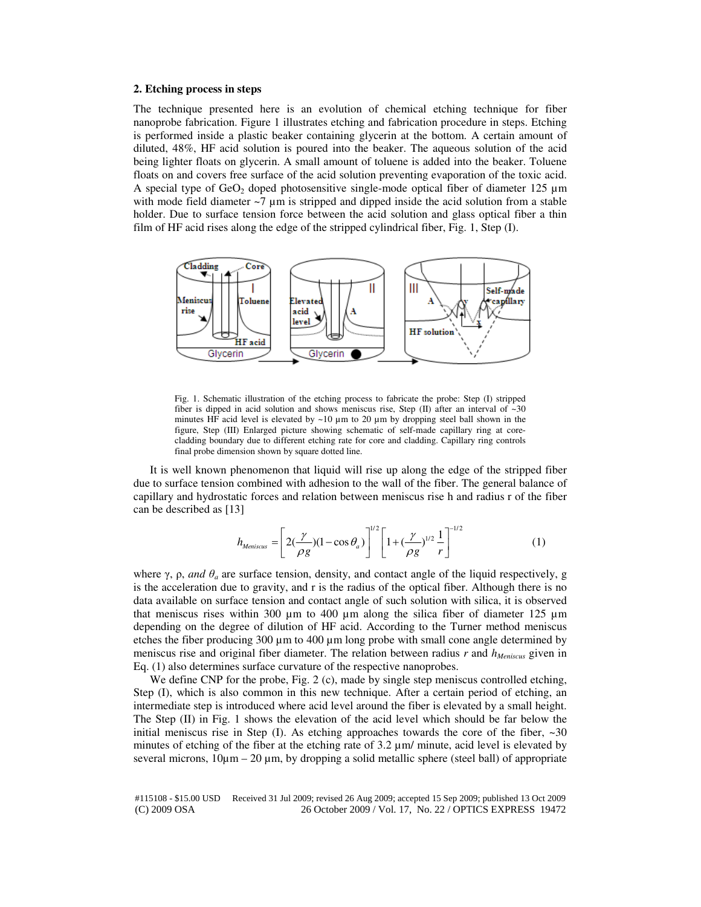## 2. Etching process in steps

The technique presented here is an evolution of chemical etching technique for fiber nanoprobe fabrication. Figure 1 illustrates etching and fabrication procedure in steps. Etching is performed inside a plastic beaker containing glycerin at the bottom. A certain amount of diluted, 48%, HF acid solution is poured into the beaker. The aqueous solution of the acid being lighter floats on glycerin. A small amount of toluene is added into the beaker. Toluene floats on and covers free surface of the acid solution preventing evaporation of the toxic acid. A special type of $GeO_2$ doped photosensitive single-mode optical fiber of diameter 125 µm with mode field diameter ~7 µm is stripped and dipped inside the acid solution from a stable holder. Due to surface tension force between the acid solution and glass optical fiber a thin film of HF acid rises along the edge of the stripped cylindrical fiber, Fig. 1, Step (I).

Fig. 1. Schematic illustration of the etching process to fabricate the probe: Step (I) stripped fiber is dipped in acid solution and shows meniscus rise, Step (II) after an interval of ~30 minutes HF acid level is elevated by ~10 µm to 20 µm by dropping steel ball shown in the figure, Step (III) Enlarged picture showing schematic of self-made capillary ring at core-cladding boundary due to different etching rate for core and cladding. Capillary ring controls final probe dimension shown by square dotted line.

It is well known phenomenon that liquid will rise up along the edge of the stripped fiber due to surface tension combined with adhesion to the wall of the fiber. The general balance of capillary and hydrostatic forces and relation between meniscus rise h and radius r of the fiber can be described as [13]

$$h_{Meniscus} = \left[ 2\left(\frac{\gamma}{\rho g}\right)(1-\cos\theta_a) \right]^{1/2} \left[ 1 + \left(\frac{\gamma}{\rho g}\right)^{1/2} \frac{1}{r} \right]^{-1/2} \tag{1}$$

where $\gamma$, $\rho$, *and* $\theta_a$ are surface tension, density, and contact angle of the liquid respectively, g is the acceleration due to gravity, and r is the radius of the optical fiber. Although there is no data available on surface tension and contact angle of such solution with silica, it is observed that meniscus rises within 300 µm to 400 µm along the silica fiber of diameter 125 µm depending on the degree of dilution of HF acid. According to the Turner method meniscus etches the fiber producing 300 µm to 400 µm long probe with small cone angle determined by meniscus rise and original fiber diameter. The relation between radius $r$ and $h_{Meniscus}$ given in Eq. (1) also determines surface curvature of the respective nanoprobes.

We define CNP for the probe, Fig. 2 (c), made by single step meniscus controlled etching, Step (I), which is also common in this new technique. After a certain period of etching, an intermediate step is introduced where acid level around the fiber is elevated by a small height. The Step (II) in Fig. 1 shows the elevation of the acid level which should be far below the initial meniscus rise in Step (I). As etching approaches towards the core of the fiber, ~30 minutes of etching of the fiber at the etching rate of 3.2 µm/ minute, acid level is elevated by several microns, 10µm – 20 µm, by dropping a solid metallic sphere (steel ball) of appropriate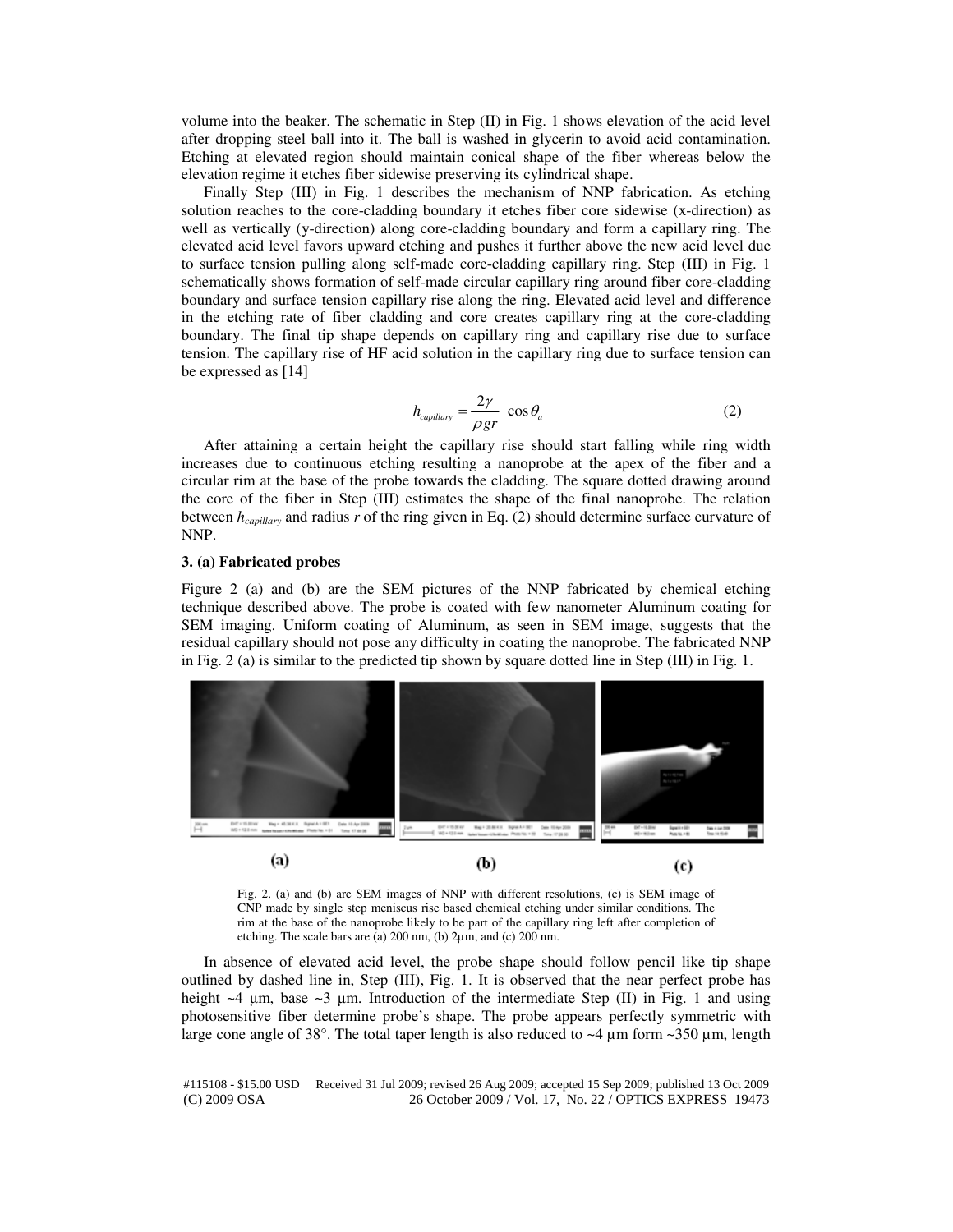volume into the beaker. The schematic in Step (II) in Fig. 1 shows elevation of the acid level after dropping steel ball into it. The ball is washed in glycerin to avoid acid contamination. Etching at elevated region should maintain conical shape of the fiber whereas below the elevation regime it etches fiber sidewise preserving its cylindrical shape.

Finally Step (III) in Fig. 1 describes the mechanism of NNP fabrication. As etching solution reaches to the core-cladding boundary it etches fiber core sidewise (x-direction) as well as vertically (y-direction) along core-cladding boundary and form a capillary ring. The elevated acid level favors upward etching and pushes it further above the new acid level due to surface tension pulling along self-made core-cladding capillary ring. Step (III) in Fig. 1 schematically shows formation of self-made circular capillary ring around fiber core-cladding boundary and surface tension capillary rise along the ring. Elevated acid level and difference in the etching rate of fiber cladding and core creates capillary ring at the core-cladding boundary. The final tip shape depends on capillary ring and capillary rise due to surface tension. The capillary rise of HF acid solution in the capillary ring due to surface tension can be expressed as [14]

$$h_{capillary} = \frac{2\gamma}{\rho g r} \cos\theta_a \tag{2}$$

After attaining a certain height the capillary rise should start falling while ring width increases due to continuous etching resulting a nanoprobe at the apex of the fiber and a circular rim at the base of the probe towards the cladding. The square dotted drawing around the core of the fiber in Step (III) estimates the shape of the final nanoprobe. The relation between $h_{capillary}$ and radius $r$ of the ring given in Eq. (2) should determine surface curvature of NNP.

### 3. (a) Fabricated probes

Figure 2 (a) and (b) are the SEM pictures of the NNP fabricated by chemical etching technique described above. The probe is coated with few nanometer Aluminum coating for SEM imaging. Uniform coating of Aluminum, as seen in SEM image, suggests that the residual capillary should not pose any difficulty in coating the nanoprobe. The fabricated NNP in Fig. 2 (a) is similar to the predicted tip shown by square dotted line in Step (III) in Fig. 1.

(a) (b) (c)

Fig. 2. (a) and (b) are SEM images of NNP with different resolutions, (c) is SEM image of CNP made by single step meniscus rise based chemical etching under similar conditions. The rim at the base of the nanoprobe likely to be part of the capillary ring left after completion of etching. The scale bars are (a) 200 nm, (b) 2μm, and (c) 200 nm.

In absence of elevated acid level, the probe shape should follow pencil like tip shape outlined by dashed line in, Step (III), Fig. 1. It is observed that the near perfect probe has height ~4 μm, base ~3 μm. Introduction of the intermediate Step (II) in Fig. 1 and using photosensitive fiber determine probe's shape. The probe appears perfectly symmetric with large cone angle of 38°. The total taper length is also reduced to ~4 μm form ~350 μm, length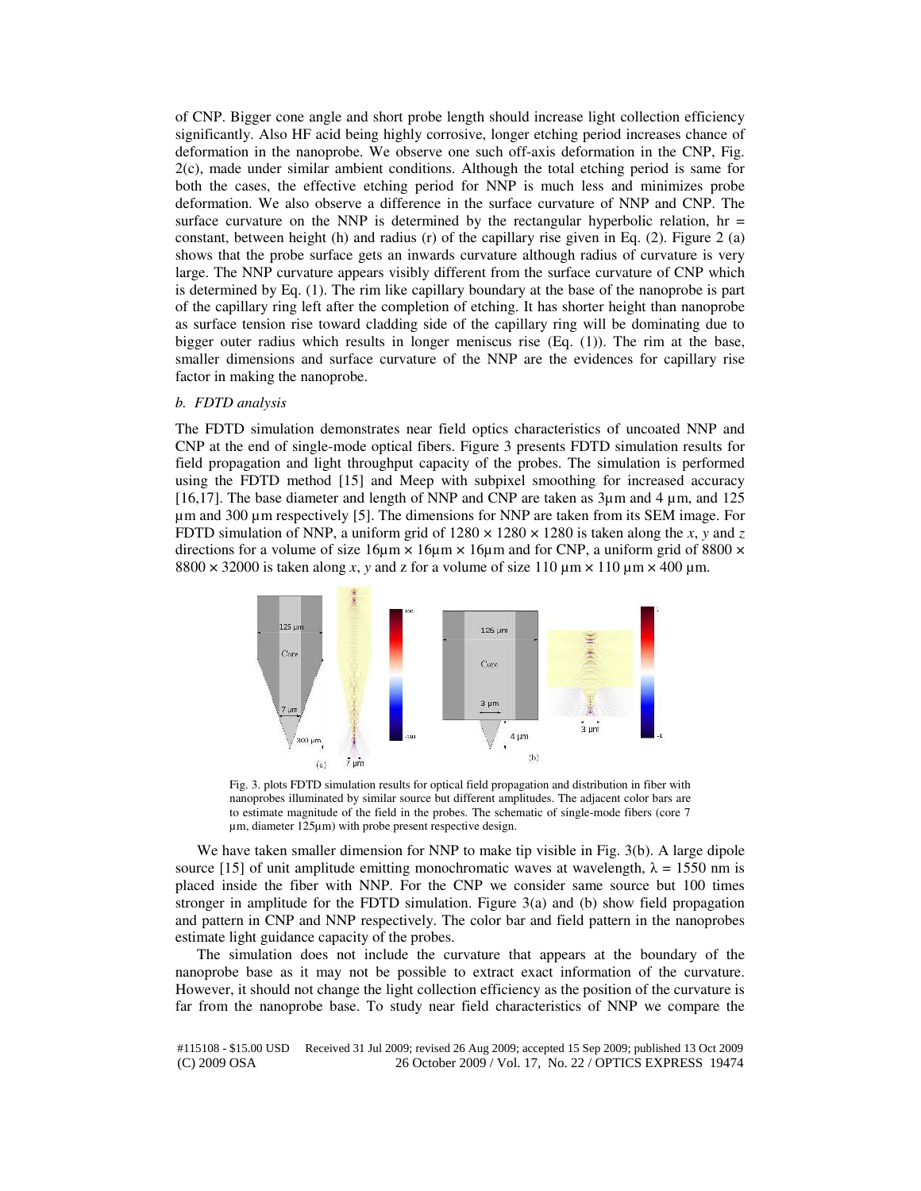of CNP. Bigger cone angle and short probe length should increase light collection efficiency significantly. Also HF acid being highly corrosive, longer etching period increases chance of deformation in the nanoprobe. We observe one such off-axis deformation in the CNP, Fig. 2(c), made under similar ambient conditions. Although the total etching period is same for both the cases, the effective etching period for NNP is much less and minimizes probe deformation. We also observe a difference in the surface curvature of NNP and CNP. The surface curvature on the NNP is determined by the rectangular hyperbolic relation, hr = constant, between height (h) and radius (r) of the capillary rise given in Eq. (2). Figure 2 (a) shows that the probe surface gets an inwards curvature although radius of curvature is very large. The NNP curvature appears visibly different from the surface curvature of CNP which is determined by Eq. (1). The rim like capillary boundary at the base of the nanoprobe is part of the capillary ring left after the completion of etching. It has shorter height than nanoprobe as surface tension rise toward cladding side of the capillary ring will be dominating due to bigger outer radius which results in longer meniscus rise (Eq. (1)). The rim at the base, smaller dimensions and surface curvature of the NNP are the evidences for capillary rise factor in making the nanoprobe.

*b. FDTD analysis*

The FDTD simulation demonstrates near field optics characteristics of uncoated NNP and CNP at the end of single-mode optical fibers. Figure 3 presents FDTD simulation results for field propagation and light throughput capacity of the probes. The simulation is performed using the FDTD method [15] and Meep with subpixel smoothing for increased accuracy [16,17]. The base diameter and length of NNP and CNP are taken as 3µm and 4 µm, and 125 µm and 300 µm respectively [5]. The dimensions for NNP are taken from its SEM image. For FDTD simulation of NNP, a uniform grid of $1280 \times 1280 \times 1280$ is taken along the *x*, *y* and *z* directions for a volume of size $16µm \times 16µm \times 16µm$ and for CNP, a uniform grid of $8800 \times 8800 \times 32000$ is taken along *x*, *y* and z for a volume of size $110$ µm $\times$ $110$ µm $\times$ $400$ µm.

Fig. 3. plots FDTD simulation results for optical field propagation and distribution in fiber with nanoprobes illuminated by similar source but different amplitudes. The adjacent color bars are to estimate magnitude of the field in the probes. The schematic of single-mode fibers (core 7 µm, diameter 125µm) with probe present respective design.

We have taken smaller dimension for NNP to make tip visible in Fig. 3(b). A large dipole source [15] of unit amplitude emitting monochromatic waves at wavelength, $\lambda = 1550$ nm is placed inside the fiber with NNP. For the CNP we consider same source but 100 times stronger in amplitude for the FDTD simulation. Figure 3(a) and (b) show field propagation and pattern in CNP and NNP respectively. The color bar and field pattern in the nanoprobes estimate light guidance capacity of the probes.

The simulation does not include the curvature that appears at the boundary of the nanoprobe base as it may not be possible to extract exact information of the curvature. However, it should not change the light collection efficiency as the position of the curvature is far from the nanoprobe base. To study near field characteristics of NNP we compare the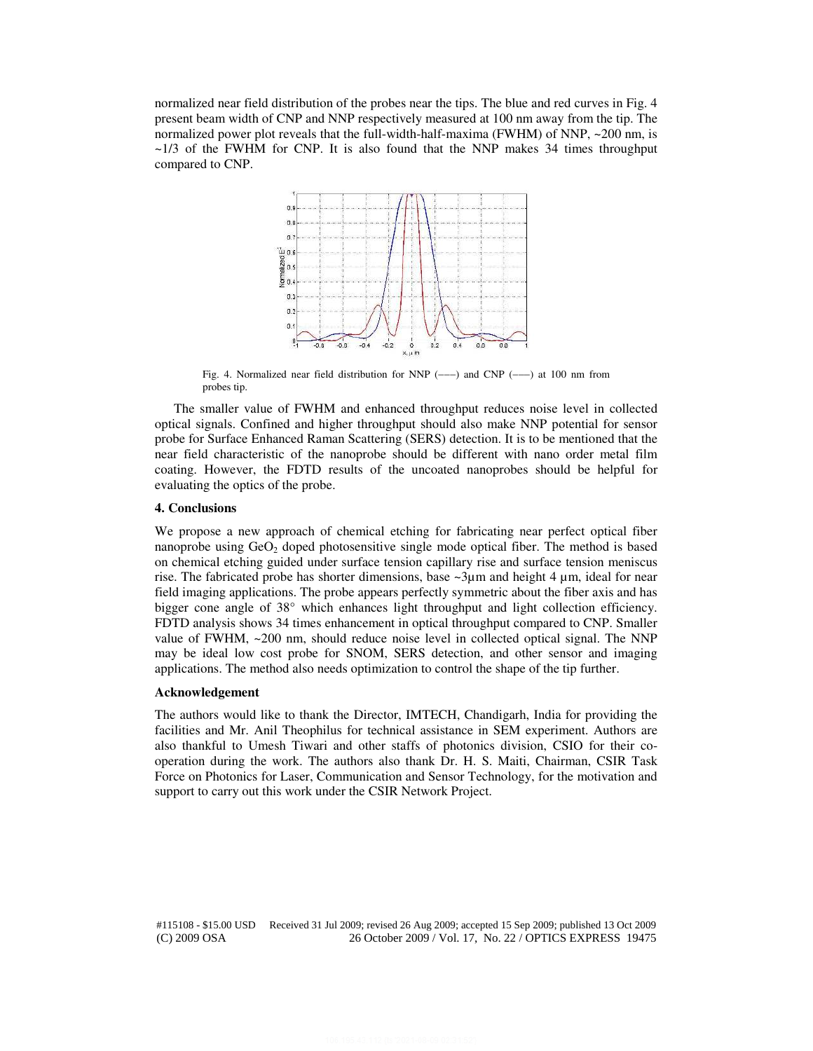normalized near field distribution of the probes near the tips. The blue and red curves in Fig. 4 present beam width of CNP and NNP respectively measured at 100 nm away from the tip. The normalized power plot reveals that the full-width-half-maxima (FWHM) of NNP, ~200 nm, is ~1/3 of the FWHM for CNP. It is also found that the NNP makes 34 times throughput compared to CNP.

Normalized E$^2$

x, μ m

1
0.9
0.8
0.7
0.6
0.5
0.4
0.3
0.2
0.1
0

-1 -0.8 -0.6 -0.4 -0.2 0 0.2 0.4 0.6 0.8 1

Fig. 4. Normalized near field distribution for NNP (——) and CNP (——) at 100 nm from probes tip.

The smaller value of FWHM and enhanced throughput reduces noise level in collected optical signals. Confined and higher throughput should also make NNP potential for sensor probe for Surface Enhanced Raman Scattering (SERS) detection. It is to be mentioned that the near field characteristic of the nanoprobe should be different with nano order metal film coating. However, the FDTD results of the uncoated nanoprobes should be helpful for evaluating the optics of the probe.

### 4. Conclusions

We propose a new approach of chemical etching for fabricating near perfect optical fiber nanoprobe using $GeO_2$ doped photosensitive single mode optical fiber. The method is based on chemical etching guided under surface tension capillary rise and surface tension meniscus rise. The fabricated probe has shorter dimensions, base ~3μm and height 4 μm, ideal for near field imaging applications. The probe appears perfectly symmetric about the fiber axis and has bigger cone angle of 38° which enhances light throughput and light collection efficiency. FDTD analysis shows 34 times enhancement in optical throughput compared to CNP. Smaller value of FWHM, ~200 nm, should reduce noise level in collected optical signal. The NNP may be ideal low cost probe for SNOM, SERS detection, and other sensor and imaging applications. The method also needs optimization to control the shape of the tip further.

### Acknowledgement

The authors would like to thank the Director, IMTECH, Chandigarh, India for providing the facilities and Mr. Anil Theophilus for technical assistance in SEM experiment. Authors are also thankful to Umesh Tiwari and other staffs of photonics division, CSIO for their co-operation during the work. The authors also thank Dr. H. S. Maiti, Chairman, CSIR Task Force on Photonics for Laser, Communication and Sensor Technology, for the motivation and support to carry out this work under the CSIR Network Project.